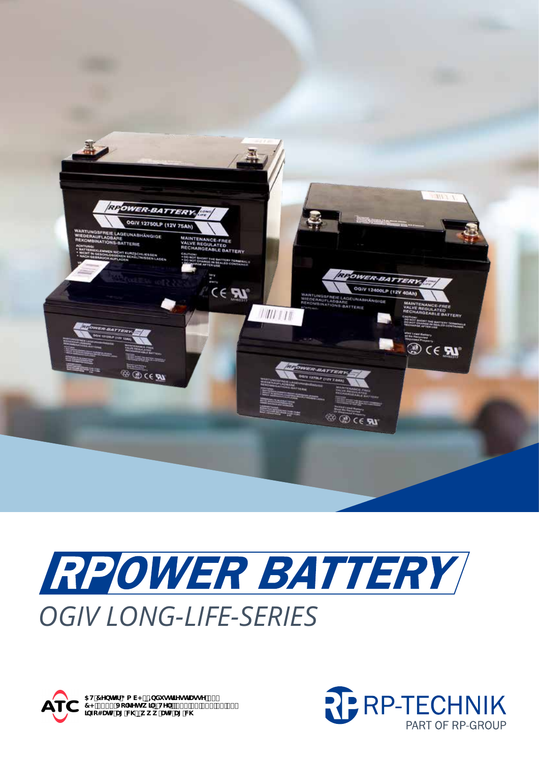# RPOWER BATTERY

## OGIV LONG-LIFE-SERIES

ATC

RP-TECHNIK
PART OF RP-GROUP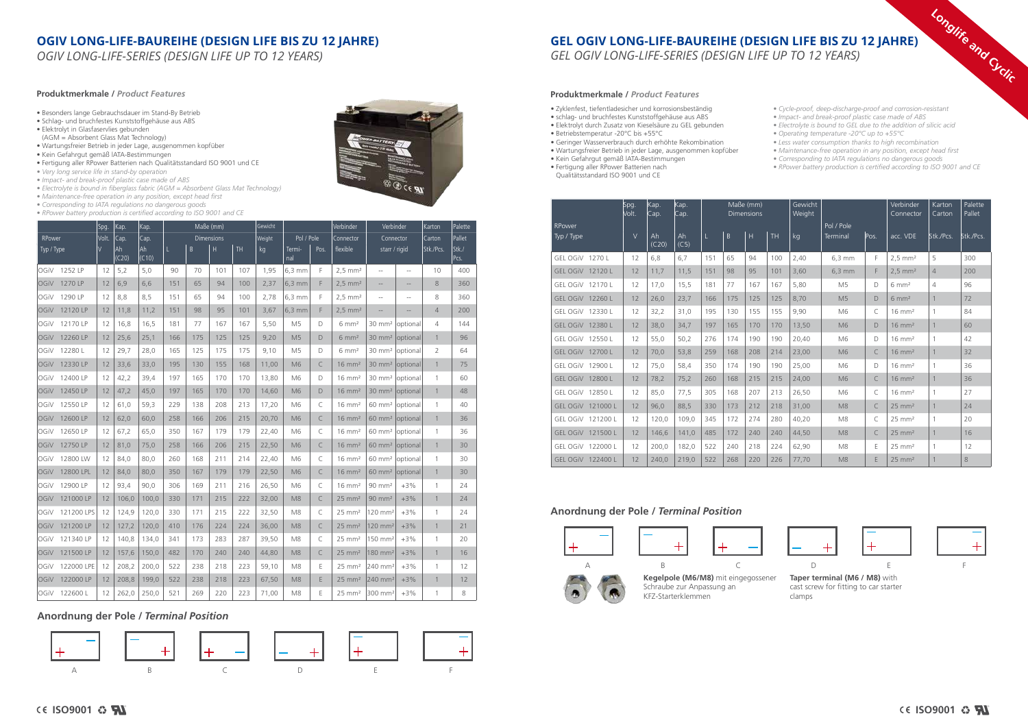## OGIV LONG-LIFE-BAUREIHE (DESIGN LIFE BIS ZU 12 JAHRE)

*OGIV LONG-LIFE-SERIES (DESIGN LIFE UP TO 12 YEARS)*

### Produktmerkmale / *Product Features*

- Besonders lange Gebrauchsdauer im Stand-By Betrieb
- Schlag- und bruchfestes Kunststoffgehäuse aus ABS
- Elektrolyt in Glasfaservlies gebunden (AGM = Absorbent Glass Mat Technology)
- Wartungsfreier Betrieb in jeder Lage, ausgenommen kopfüber
- Kein Gefahrgut gemäß IATA-Bestimmungen
- Fertigung aller RPower Batterien nach Qualitätsstandard ISO 9001 und CE
- *Very long service life in stand-by operation*
- *Impact- and break-proof plastic case made of ABS*
- *Electrolyte is bound in fiberglass fabric (AGM = Absorbent Glass Mat Technology)*
- *Maintenance-free operation in any position, except head first*
- *Corresponding to IATA regulations no dangerous goods*
- *RPower battery production is certified according to ISO 9001 and CE*

| RPower Typ / Type | Spg. Volt. V | Kap. Cap. Ah (C20) | Kap. Cap. Ah (C10) | Maße (mm) Dimensions L | B | H | TH | Gewicht Weight kg | Pol / Pole Terminal | Pos. | Verbinder Connector flexible | Verbinder Connector starr / rigid | | Karton Carton Stk./Pcs. | Palette Pallet Stk./Pcs. |
|---|---|---|---|---|---|---|---|---|---|---|---|---|---|---|---|
| OGiV 1252 LP | 12 | 5,2 | 5,0 | 90 | 70 | 101 | 107 | 1,95 | 6,3 mm | F | 2,5 mm² | -- | -- | 10 | 400 |
| OGiV 1270 LP | 12 | 6,9 | 6,6 | 151 | 65 | 94 | 100 | 2,37 | 6,3 mm | F | 2,5 mm² | -- | -- | 8 | 360 |
| OGiV 1290 LP | 12 | 8,8 | 8,5 | 151 | 65 | 94 | 100 | 2,78 | 6,3 mm | F | 2,5 mm² | -- | -- | 8 | 360 |
| OGiV 12120 LP | 12 | 11,8 | 11,2 | 151 | 98 | 95 | 101 | 3,67 | 6,3 mm | F | 2,5 mm² | -- | -- | 4 | 200 |
| OGiV 12170 LP | 12 | 16,8 | 16,5 | 181 | 77 | 167 | 167 | 5,50 | M5 | D | 6 mm² | 30 mm² | optional | 4 | 144 |
| OGiV 12260 LP | 12 | 25,6 | 25,1 | 166 | 175 | 125 | 125 | 9,20 | M5 | D | 6 mm² | 30 mm² | optional | 1 | 96 |
| OGiV 12280 L | 12 | 29,7 | 28,0 | 165 | 125 | 175 | 175 | 9,10 | M5 | D | 6 mm² | 30 mm² | optional | 2 | 64 |
| OGiV 12330 LP | 12 | 33,6 | 33,0 | 195 | 130 | 155 | 168 | 11,00 | M6 | C | 16 mm² | 30 mm² | optional | 1 | 75 |
| OGiV 12400 LP | 12 | 42,2 | 39,4 | 197 | 165 | 170 | 170 | 13,80 | M6 | D | 16 mm² | 30 mm² | optional | 1 | 60 |
| OGiV 12450 LP | 12 | 47,2 | 45,0 | 197 | 165 | 170 | 170 | 14,60 | M6 | D | 16 mm² | 30 mm² | optional | 1 | 48 |
| OGiV 12550 LP | 12 | 61,0 | 59,3 | 229 | 138 | 208 | 213 | 17,20 | M6 | C | 16 mm² | 60 mm² | optional | 1 | 40 |
| OGiV 12600 LP | 12 | 62,0 | 60,0 | 258 | 166 | 206 | 215 | 20,70 | M6 | C | 16 mm² | 60 mm² | optional | 1 | 36 |
| OGiV 12650 LP | 12 | 67,2 | 65,0 | 350 | 167 | 179 | 179 | 22,40 | M6 | C | 16 mm² | 60 mm² | optional | 1 | 36 |
| OGiV 12750 LP | 12 | 81,0 | 75,0 | 258 | 166 | 206 | 215 | 22,50 | M6 | C | 16 mm² | 60 mm² | optional | 1 | 30 |
| OGiV 12800 LW | 12 | 84,0 | 80,0 | 260 | 168 | 211 | 214 | 22,40 | M6 | C | 16 mm² | 60 mm² | optional | 1 | 30 |
| OGiV 12800 LPL | 12 | 84,0 | 80,0 | 350 | 167 | 179 | 179 | 22,50 | M6 | C | 16 mm² | 60 mm² | optional | 1 | 30 |
| OGiV 12900 LP | 12 | 93,4 | 90,0 | 306 | 169 | 211 | 216 | 26,50 | M6 | C | 16 mm² | 90 mm² | +3% | 1 | 24 |
| OGiV 121000 LP | 12 | 106,0 | 100,0 | 330 | 171 | 215 | 222 | 32,00 | M8 | C | 25 mm² | 90 mm² | +3% | 1 | 24 |
| OGiV 121200 LPS | 12 | 124,9 | 120,0 | 330 | 171 | 215 | 222 | 32,50 | M8 | C | 25 mm² | 120 mm² | +3% | 1 | 24 |
| OGiV 121200 LP | 12 | 127,2 | 120,0 | 410 | 176 | 224 | 224 | 36,00 | M8 | C | 25 mm² | 120 mm² | +3% | 1 | 21 |
| OGiV 121340 LP | 12 | 140,8 | 134,0 | 341 | 173 | 283 | 287 | 39,50 | M8 | C | 25 mm² | 150 mm² | +3% | 1 | 20 |
| OGiV 121500 LP | 12 | 157,6 | 150,0 | 482 | 170 | 240 | 240 | 44,80 | M8 | C | 25 mm² | 180 mm² | +3% | 1 | 16 |
| OGiV 122000 LPE | 12 | 208,2 | 200,0 | 522 | 238 | 218 | 223 | 59,10 | M8 | E | 25 mm² | 240 mm² | +3% | 1 | 12 |
| OGiV 122000 LP | 12 | 208,8 | 199,0 | 522 | 238 | 218 | 223 | 67,50 | M8 | E | 25 mm² | 240 mm² | +3% | 1 | 12 |
| OGiV 122600 L | 12 | 262,0 | 250,0 | 521 | 269 | 220 | 223 | 71,00 | M8 | E | 25 mm² | 300 mm² | +3% | 1 | 8 |

### Anordnung der Pole / *Terminal Position*

A B C D E F

## GEL OGIV LONG-LIFE-BAUREIHE (DESIGN LIFE BIS ZU 12 JAHRE)

*GEL OGIV LONG-LIFE-SERIES (DESIGN LIFE UP TO 12 YEARS)*

Longlife and Cyclic

### Produktmerkmale / *Product Features*

- Zyklenfest, tiefentladesicher und korrosionsbeständig
- schlag- und bruchfestes Kunststoffgehäuse aus ABS
- Elektrolyt durch Zusatz von Kieselsäure zu GEL gebunden
- Betriebstemperatur -20°C bis +55°C
- Geringer Wasserverbrauch durch erhöhte Rekombination
- Wartungsfreier Betrieb in jeder Lage, ausgenommen kopfüber
- Kein Gefahrgut gemäß IATA-Bestimmungen
- Fertigung aller RPower Batterien nach Qualitätsstandard ISO 9001 und CE
- *Cycle-proof, deep-discharge-proof and corrosion-resistant*
- *Impact- and break-proof plastic case made of ABS*
- *Electrolyte is bound to GEL due to the addition of silicic acid*
- *Operating temperature -20°C up to +55°C*
- *Less water consumption thanks to high recombination*
- *Maintenance-free operation in any position, except head first*
- *Corresponding to IATA regulations no dangerous goods*
- *RPower battery production is certified according to ISO 9001 and CE*

| RPower Typ / Type | Spg. Volt. V | Kap. Cap. Ah (C20) | Kap. Cap. Ah (C5) | Maße (mm) Dimensions L | B | H | TH | Gewicht Weight kg | Pol / Pole Terminal | Pos. | Verbinder Connector acc. VDE | Karton Carton Stk./Pcs. | Palette Pallet Stk./Pcs. |
|---|---|---|---|---|---|---|---|---|---|---|---|---|---|
| GEL OGiV 1270 L | 12 | 6,8 | 6,7 | 151 | 65 | 94 | 100 | 2,40 | 6,3 mm | F | 2,5 mm² | 5 | 300 |
| GEL OGiV 12120 L | 12 | 11,7 | 11,5 | 151 | 98 | 95 | 101 | 3,60 | 6,3 mm | F | 2,5 mm² | 4 | 200 |
| GEL OGiV 12170 L | 12 | 17,0 | 15,5 | 181 | 77 | 167 | 167 | 5,80 | M5 | D | 6 mm² | 4 | 96 |
| GEL OGiV 12260 L | 12 | 26,0 | 23,7 | 166 | 175 | 125 | 125 | 8,70 | M5 | D | 6 mm² | 1 | 72 |
| GEL OGiV 12330 L | 12 | 32,2 | 31,0 | 195 | 130 | 155 | 155 | 9,90 | M6 | C | 16 mm² | 1 | 84 |
| GEL OGiV 12380 L | 12 | 38,0 | 34,7 | 197 | 165 | 170 | 170 | 13,50 | M6 | D | 16 mm² | 1 | 60 |
| GEL OGiV 12550 L | 12 | 55,0 | 50,2 | 276 | 174 | 190 | 190 | 20,40 | M6 | D | 16 mm² | 1 | 42 |
| GEL OGiV 12700 L | 12 | 70,0 | 53,8 | 259 | 168 | 208 | 214 | 23,00 | M6 | C | 16 mm² | 1 | 32 |
| GEL OGiV 12900 L | 12 | 75,0 | 58,4 | 350 | 174 | 190 | 190 | 25,00 | M6 | D | 16 mm² | 1 | 36 |
| GEL OGiV 12800 L | 12 | 78,2 | 75,2 | 260 | 168 | 215 | 215 | 24,00 | M6 | C | 16 mm² | 1 | 36 |
| GEL OGiV 12850 L | 12 | 85,0 | 77,5 | 305 | 168 | 207 | 213 | 26,50 | M6 | C | 16 mm² | 1 | 27 |
| GEL OGiV 121000 L | 12 | 96,0 | 88,5 | 330 | 173 | 212 | 218 | 31,00 | M8 | C | 25 mm² | 1 | 24 |
| GEL OGiV 121200 L | 12 | 120,0 | 109,0 | 345 | 172 | 274 | 280 | 40,20 | M8 | C | 25 mm² | 1 | 20 |
| GEL OGiV 121500 L | 12 | 146,6 | 141,0 | 485 | 172 | 240 | 240 | 44,50 | M8 | C | 25 mm² | 1 | 16 |
| GEL OGiV 122000 L | 12 | 200,0 | 182,0 | 522 | 240 | 218 | 224 | 62,90 | M8 | E | 25 mm² | 1 | 12 |
| GEL OGiV 122400 L | 12 | 240,0 | 219,0 | 522 | 268 | 220 | 226 | 77,70 | M8 | E | 25 mm² | 1 | 8 |

### Anordnung der Pole / *Terminal Position*

A B C D E F

**Kegelpole (M6/M8)** mit eingegossener Schraube zur Anpassung an KFZ-Starterklemmen

**Taper terminal (M6 / M8)** with cast screw for fitting to car starter clamps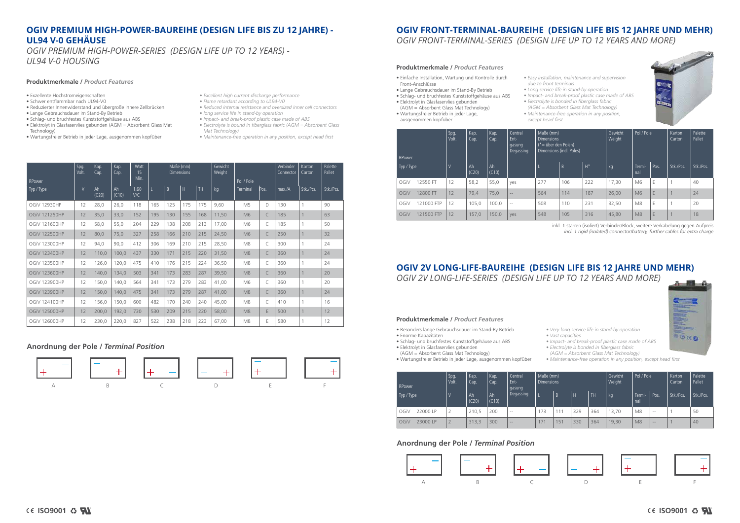## OGIV PREMIUM HIGH-POWER-BAUREIHE (DESIGN LIFE BIS ZU 12 JAHRE) - UL94 V-0 GEHÄUSE

*OGIV PREMIUM HIGH-POWER-SERIES (DESIGN LIFE UP TO 12 YEARS) - UL94 V-0 HOUSING*

**Produktmerkmale /** ***Product Features***

- Exzellente Hochstromeigenschaften
- Schwer entflammbar nach UL94-V0
- Reduzierter Innenwiderstand und übergroße innere Zellbrücken
- Lange Gebrauchsdauer im Stand-By Betrieb
- Schlag- und bruchfestes Kunststoffgehäuse aus ABS
- Elektrolyt in Glasfaservlies gebunden (AGM = Absorbent Glass Mat Technology)
- Wartungsfreier Betrieb in jeder Lage, ausgenommen kopfüber

- *Excellent high current discharge performance*
- *Flame retardant according to UL94-V0*
- *Reduced internal resistance and oversized inner cell connectors*
- *long service life in stand-by operation*
- *Impact- and break-proof plastic case made of ABS*
- *Electrolyte is bound in fiberglass fabric (AGM = Absorbent Glass Mat Technology)*
- *Maintenance-free operation in any position, except head first*

| RPower | Spg. Volt. | Kap. Cap. | Kap. Cap. | Watt 15 Min. | Maße (mm) Dimensions | | | | Gewicht Weight | Pol / Pole | | Verbinder Connector | Karton Carton | Palette Pallet |
|---|---|---|---|---|---|---|---|---|---|---|---|---|---|---|
| Typ / Type | V | Ah (C20) | Ah (C10) | 1,60 V/C | L | B | H | TH | kg | Terminal | Pos. | max./A | Stk./Pcs. | Stk./Pcs. |
| OGiV 12930HP | 12 | 28,0 | 26,0 | 118 | 165 | 125 | 175 | 175 | 9,60 | M5 | D | 130 | 1 | 90 |
| OGiV 121250HP | 12 | 35,0 | 33,0 | 152 | 195 | 130 | 155 | 168 | 11,50 | M6 | C | 185 | 1 | 63 |
| OGiV 121600HP | 12 | 58,0 | 55,0 | 204 | 229 | 138 | 208 | 213 | 17,00 | M6 | C | 185 | 1 | 50 |
| OGiV 122500HP | 12 | 80,0 | 75,0 | 327 | 258 | 166 | 210 | 215 | 24,50 | M6 | C | 250 | 1 | 32 |
| OGiV 123000HP | 12 | 94,0 | 90,0 | 412 | 306 | 169 | 210 | 215 | 28,50 | M8 | C | 300 | 1 | 24 |
| OGiV 123400HP | 12 | 110,0 | 100,0 | 437 | 330 | 171 | 215 | 220 | 31,50 | M8 | C | 360 | 1 | 24 |
| OGiV 123500HP | 12 | 126,0 | 120,0 | 475 | 410 | 176 | 215 | 224 | 36,50 | M8 | C | 360 | 1 | 24 |
| OGiV 123600HP | 12 | 140,0 | 134,0 | 503 | 341 | 173 | 283 | 287 | 39,50 | M8 | C | 360 | 1 | 20 |
| OGiV 123900HP | 12 | 150,0 | 140,0 | 564 | 341 | 173 | 279 | 283 | 41,00 | M6 | C | 360 | 1 | 20 |
| OGiV 123900HP | 12 | 150,0 | 140,0 | 475 | 341 | 173 | 279 | 287 | 41,00 | M8 | C | 360 | 1 | 24 |
| OGiV 124100HP | 12 | 156,0 | 150,0 | 600 | 482 | 170 | 240 | 240 | 45,00 | M8 | C | 410 | 1 | 16 |
| OGiV 125000HP | 12 | 200,0 | 192,0 | 730 | 530 | 209 | 215 | 220 | 58,00 | M8 | E | 500 | 1 | 12 |
| OGiV 126000HP | 12 | 230,0 | 220,0 | 827 | 522 | 238 | 218 | 223 | 67,00 | M8 | E | 580 | 1 | 12 |

### Anordnung der Pole / *Terminal Position*

A B C D E F

## OGIV FRONT-TERMINAL-BAUREIHE (DESIGN LIFE BIS 12 JAHRE UND MEHR)

*OGIV FRONT-TERMINAL-SERIES (DESIGN LIFE UP TO 12 YEARS AND MORE)*

**Produktmerkmale /** ***Product Features***

- Einfache Installation, Wartung und Kontrolle durch Front-Anschlüsse
- Lange Gebrauchsdauer im Stand-By Betrieb
- Schlag- und bruchfestes Kunststoffgehäuse aus ABS
- Elektrolyt in Glasfaservlies gebunden (AGM = Absorbent Glass Mat Technology)
- Wartungsfreier Betrieb in jeder Lage, ausgenommen kopfüber

- *Easy installation, maintenance and supervision due to front terminals*
- *Long service life in stand-by operation*
- *Impact- and break-proof plastic case made of ABS*
- *Electrolyte is bonded in fiberglass fabric (AGM = Absorbent Glass Mat Technology)*
- *Maintenance-free operation in any position, except head first*

| RPower | | Spg. Volt. | Kap. Cap. | Kap. Cap. | Central Ent-gasung Degassing | Maße (mm) Dimensions (*= über den Polen) Dimensions (incl. Poles) | | | Gewicht Weight | Pol / Pole | | Karton Carton | Palette Pallet |
|---|---|---|---|---|---|---|---|---|---|---|---|---|---|
| Typ / Type | | V | Ah (C20) | Ah (C10) | | L | B | H* | kg | Termi-nal | Pos. | Stk./Pcs. | Stk./Pcs. |
| OGiV | 12550 FT | 12 | 58,2 | 55,0 | yes | 277 | 106 | 222 | 17,30 | M6 | E | 1 | 40 |
| OGiV | 12800 FT | 12 | 79,4 | 75,0 | -- | 564 | 114 | 187 | 26,00 | M6 | E | 1 | 24 |
| OGiV | 121000 FTP | 12 | 105,0 | 100,0 | -- | 508 | 110 | 231 | 32,50 | M8 | E | 1 | 20 |
| OGiV | 121500 FTP | 12 | 157,0 | 150,0 | yes | 548 | 105 | 316 | 45,80 | M8 | E | 1 | 18 |

inkl. 1 starren (isoliert) Verbinder/Block, weitere Verkabelung gegen Aufpreis
*incl. 1 rigid (isolated) connector/battery, further cables for extra charge*

## OGIV 2V LONG-LIFE-BAUREIHE (DESIGN LIFE BIS 12 JAHRE UND MEHR)

*OGIV 2V LONG-LIFE-SERIES (DESIGN LIFE UP TO 12 YEARS AND MORE)*

**Produktmerkmale /** ***Product Features***

- Besonders lange Gebrauchsdauer im Stand-By Betrieb
- Enorme Kapazitäten
- Schlag- und bruchfestes Kunststoffgehäuse aus ABS
- Elektrolyt in Glasfaservlies gebunden (AGM = Absorbent Glass Mat Technology)
- Wartungsfreier Betrieb in jeder Lage, ausgenommen kopfüber

- *Very long service life in stand-by operation*
- *Vast capacities*
- *Impact- and break-proof plastic case made of ABS*
- *Electrolyte is bonded in fiberglass fabric (AGM = Absorbent Glass Mat Technology)*
- *Maintenance-free operation in any position, except head first*

| RPower | | Spg. Volt. | Kap. Cap. | Kap. Cap. | Central Ent-gasung Degassing | Maße (mm) Dimensions | | | | Gewicht Weight | Pol / Pole | | Karton Carton | Palette Pallet |
|---|---|---|---|---|---|---|---|---|---|---|---|---|---|---|
| Typ / Type | | V | Ah (C20) | Ah (C10) | | L | B | H | TH | kg | Termi-nal | Pos. | Stk./Pcs. | Stk./Pcs. |
| OGiV | 22000 LP | 2 | 210,5 | 200 | -- | 173 | 111 | 329 | 364 | 13,70 | M8 | -- | 1 | 50 |
| OGiV | 23000 LP | 2 | 313,3 | 300 | -- | 171 | 151 | 330 | 364 | 19,30 | M8 | -- | 1 | 40 |

### Anordnung der Pole / *Terminal Position*

A B C D E F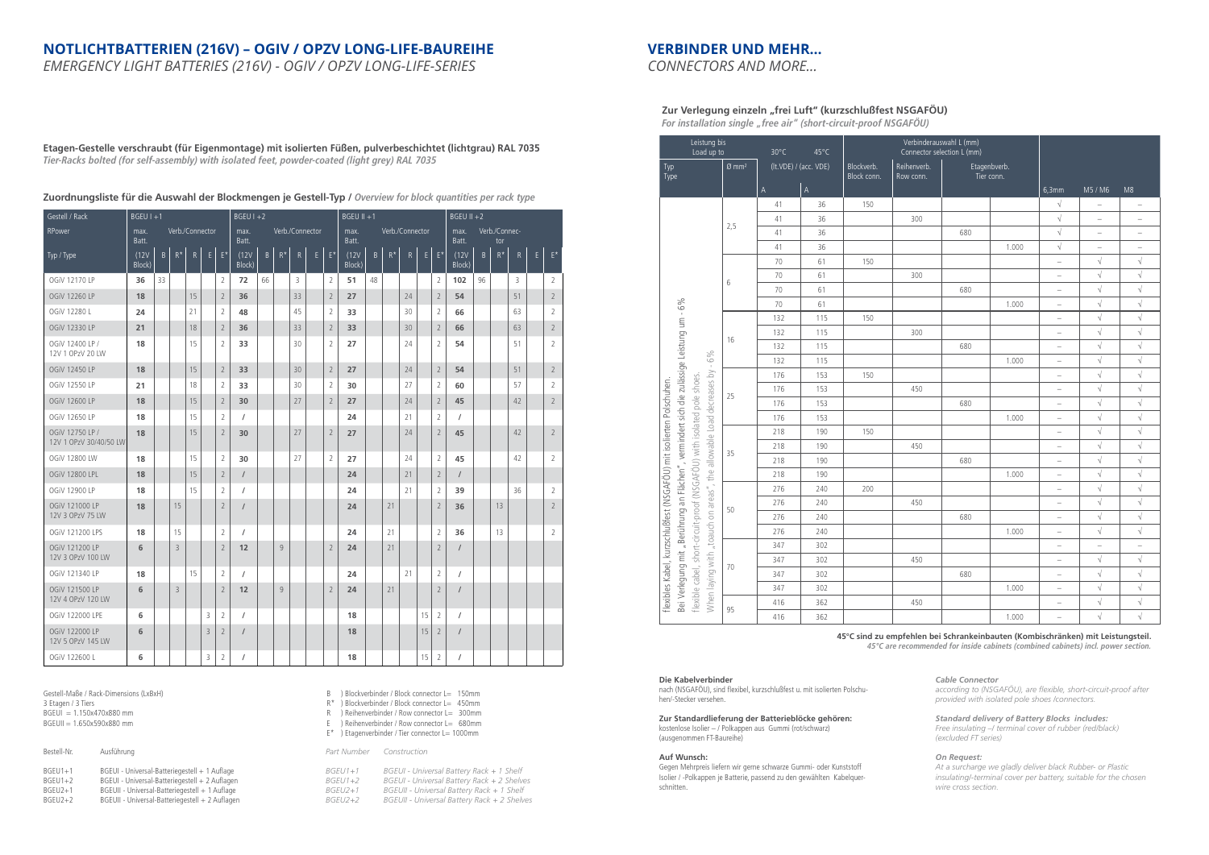# NOTLICHTBATTERIEN (216V) – OGIV / OPZV LONG-LIFE-BAUREIHE

*EMERGENCY LIGHT BATTERIES (216V) - OGIV / OPZV LONG-LIFE-SERIES*

**Etagen-Gestelle verschraubt (für Eigenmontage) mit isolierten Füßen, pulverbeschichtet (lichtgrau) RAL 7035**
***Tier-Racks bolted (for self-assembly) with isolated feet, powder-coated (light grey) RAL 7035***

**Zuordnungsliste für die Auswahl der Blockmengen je Gestell-Typ /** ***Overview for block quantities per rack type***

| Gestell / Rack | BGEU I +1 | | | | | | BGEU I +2 | | | | | | BGEU II +1 | | | | | | BGEU II +2 | | | | | |
|---|---|---|---|---|---|---|---|---|---|---|---|---|---|---|---|---|---|---|---|---|---|---|---|---|
| RPower | max. Batt. | Verb./Connector | | | | | max. Batt. | Verb./Connector | | | | | max. Batt. | Verb./Connector | | | | | max. Batt. | Verb./Connector | | | | |
| Typ / Type | (12V Block) | B | R* | R | E | E* | (12V Block) | B | R* | R | E | E* | (12V Block) | B | R* | R | E | E* | (12V Block) | B | R* | R | E | E* |
| OGiV 12170 LP | **36** | 33 | | | | 2 | **72** | 66 | | 3 | | 2 | **51** | 48 | | | | 2 | **102** | 96 | | 3 | | 2 |
| OGiV 12260 LP | **18** | | | 15 | | 2 | **36** | | | 33 | | 2 | **27** | | | 24 | | 2 | **54** | | | 51 | | 2 |
| OGiV 12280 L | **24** | | | 21 | | 2 | **48** | | | 45 | | 2 | **33** | | | 30 | | 2 | **66** | | | 63 | | 2 |
| OGiV 12330 LP | **21** | | | 18 | | 2 | **36** | | | 33 | | 2 | **33** | | | 30 | | 2 | **66** | | | 63 | | 2 |
| OGiV 12400 LP / 12V 1 OPzV 20 LW | **18** | | | 15 | | 2 | **33** | | | 30 | | 2 | **27** | | | 24 | | 2 | **54** | | | 51 | | 2 |
| OGiV 12450 LP | **18** | | | 15 | | 2 | **33** | | | 30 | | 2 | **27** | | | 24 | | 2 | **54** | | | 51 | | 2 |
| OGiV 12550 LP | **21** | | | 18 | | 2 | **33** | | | 30 | | 2 | **30** | | | 27 | | 2 | **60** | | | 57 | | 2 |
| OGiV 12600 LP | **18** | | | 15 | | 2 | **30** | | | 27 | | 2 | **27** | | | 24 | | 2 | **45** | | | 42 | | 2 |
| OGiV 12650 LP | **18** | | | 15 | | 2 | **/** | | | | | | **24** | | | 21 | | 2 | **/** | | | | | |
| OGiV 12750 LP / 12V 1 OPzV 30/40/50 LW | **18** | | | 15 | | 2 | **30** | | | 27 | | 2 | **27** | | | 24 | | 2 | **45** | | | 42 | | 2 |
| OGiV 12800 LW | **18** | | | 15 | | 2 | **30** | | | 27 | | 2 | **27** | | | 24 | | 2 | **45** | | | 42 | | 2 |
| OGiV 12800 LPL | **18** | | | 15 | | 2 | **/** | | | | | | **24** | | | 21 | | 2 | **/** | | | | | |
| OGiV 12900 LP | **18** | | | 15 | | 2 | **/** | | | | | | **24** | | | 21 | | 2 | **39** | | | 36 | | 2 |
| OGiV 121000 LP / 12V 3 OPzV 75 LW | **18** | | 15 | | | 2 | **/** | | | | | | **24** | | 21 | | | 2 | **36** | | 13 | | | 2 |
| OGiV 121200 LPS | **18** | | 15 | | | 2 | **/** | | | | | | **24** | | 21 | | | 2 | **36** | | 13 | | | 2 |
| OGiV 121200 LP / 12V 3 OPzV 100 LW | **6** | | 3 | | | 2 | **12** | | 9 | | | 2 | **24** | | 21 | | | 2 | **/** | | | | | |
| OGiV 121340 LP | **18** | | | 15 | | 2 | **/** | | | | | | **24** | | | 21 | | 2 | **/** | | | | | |
| OGiV 121500 LP / 12V 4 OPzV 120 LW | **6** | | 3 | | | 2 | **12** | | 9 | | | 2 | **24** | | 21 | | | 2 | **/** | | | | | |
| OGiV 122000 LPE | **6** | | | | 3 | 2 | **/** | | | | | | **18** | | | | 15 | 2 | **/** | | | | | |
| OGiV 122000 LP / 12V 5 OPzV 145 LW | **6** | | | | 3 | 2 | **/** | | | | | | **18** | | | | 15 | 2 | **/** | | | | | |
| OGiV 122600 L | **6** | | | | 3 | 2 | **/** | | | | | | **18** | | | | 15 | 2 | **/** | | | | | |

Gestell-Maße / Rack-Dimensions (LxBxH)
3 Etagen / 3 Tiers
BGEUI = 1.150x470x880 mm
BGEUII = 1.650x590x880 mm

B ) Blockverbinder / Block connector L= 150mm
R* ) Blockverbinder / Block connector L= 450mm
R ) Reihenverbinder / Row connector L= 300mm
E ) Reihenverbinder / Row connector L= 680mm
E* ) Etagenverbinder / Tier connector L= 1000mm

| Bestell-Nr. | Ausführung | *Part Number* | *Construction* |
|---|---|---|---|
| BGEU1+1 | BGEUI - Universal-Batteriegestell + 1 Auflage | *BGEU1+1* | *BGEUI - Universal Battery Rack + 1 Shelf* |
| BGEU1+2 | BGEUI - Universal-Batteriegestell + 2 Auflagen | *BGEU1+2* | *BGEUI - Universal Battery Rack + 2 Shelves* |
| BGEU2+1 | BGEUII - Universal-Batteriegestell + 1 Auflage | *BGEU2+1* | *BGEUII - Universal Battery Rack + 1 Shelf* |
| BGEU2+2 | BGEUII - Universal-Batteriegestell + 2 Auflagen | *BGEU2+2* | *BGEUII - Universal Battery Rack + 2 Shelves* |

# VERBINDER UND MEHR...

*CONNECTORS AND MORE...*

**Zur Verlegung einzeln „frei Luft" (kurzschlußfest NSGAFÖU)**
***For installation single „free air" (short-circuit-proof NSGAFÖU)***

| Leistung bis Load up to | | 30°C | 45°C | Verbinderauswahl L (mm) Connector selection L (mm) | | | | | | |
|---|---|---|---|---|---|---|---|---|---|---|
| Typ Type | Ø mm² | (lt.VDE) / (acc. VDE) | | Blockverb. Block conn. | Reihenverb. Row conn. | Etagenverb. Tier conn. | | | | |
| | | A | A | | | | | 6,3mm | M5 / M6 | M8 |
| flexibles Kabel, kurzschlußfest (NSGAFÖU) mit isolierten Polschuhen. Bei Verlegung mit „Berührung an Flächen", vermindert sich die zulässige Leistung um - 6% / *flexible cabel, short-circuit-proof (NSGAFÖU) with isolated pole shoes. When laying with „toauch on areas", the allowable Load decreases by - 6%* | 2,5 | 41 | 36 | 150 | | | | √ | – | – |
| | | 41 | 36 | | 300 | | | √ | – | – |
| | | 41 | 36 | | | 680 | | √ | – | – |
| | | 41 | 36 | | | | 1.000 | √ | – | – |
| | 6 | 70 | 61 | 150 | | | | – | √ | √ |
| | | 70 | 61 | | 300 | | | – | √ | √ |
| | | 70 | 61 | | | 680 | | – | √ | √ |
| | | 70 | 61 | | | | 1.000 | – | √ | √ |
| | 16 | 132 | 115 | 150 | | | | – | √ | √ |
| | | 132 | 115 | | 300 | | | – | √ | √ |
| | | 132 | 115 | | | 680 | | – | √ | √ |
| | | 132 | 115 | | | | 1.000 | – | √ | √ |
| | 25 | 176 | 153 | 150 | | | | – | √ | √ |
| | | 176 | 153 | | 450 | | | – | √ | √ |
| | | 176 | 153 | | | 680 | | – | √ | √ |
| | | 176 | 153 | | | | 1.000 | – | √ | √ |
| | 35 | 218 | 190 | 150 | | | | – | √ | √ |
| | | 218 | 190 | | 450 | | | – | √ | √ |
| | | 218 | 190 | | | 680 | | – | √ | √ |
| | | 218 | 190 | | | | 1.000 | – | √ | √ |
| | 50 | 276 | 240 | 200 | | | | – | √ | √ |
| | | 276 | 240 | | 450 | | | – | √ | √ |
| | | 276 | 240 | | | 680 | | – | √ | √ |
| | | 276 | 240 | | | | 1.000 | – | √ | √ |
| | 70 | 347 | 302 | | | | | – | – | – |
| | | 347 | 302 | | 450 | | | – | √ | √ |
| | | 347 | 302 | | | 680 | | – | √ | √ |
| | | 347 | 302 | | | | 1.000 | – | √ | √ |
| | 95 | 416 | 362 | | 450 | | | – | √ | √ |
| | | 416 | 362 | | | | 1.000 | – | √ | √ |

**45°C sind zu empfehlen bei Schrankeinbauten (Kombischränken) mit Leistungsteil.**
*45°C are recommended for inside cabinets (combined cabinets) incl. power section.*

**Die Kabelverbinder**
nach (NSGAFÖU), sind flexibel, kurzschlußfest u. mit isolierten Polschuhen/-Stecker versehen.

**Zur Standardlieferung der Batterieblöcke gehören:**
kostenlose Isolier – / Polkappen aus Gummi (rot/schwarz) (ausgenommen FT-Baureihe)

**Auf Wunsch:**
Gegen Mehrpreis liefern wir gerne schwarze Gummi- oder Kunststoff Isolier / -Polkappen je Batterie, passend zu den gewählten Kabelquerschnitten.

***Cable Connector***
*according to (NSGAFÖU), are flexible, short-circuit-proof after provided with isolated pole shoes /connectors.*

***Standard delivery of Battery Blocks includes:***
*Free insulating –/ terminal cover of rubber (red/black) (excluded FT series)*

***On Request:***
*At a surcharge we gladly deliver black Rubber- or Plastic insulating/-terminal cover per battery, suitable for the chosen wire cross section.*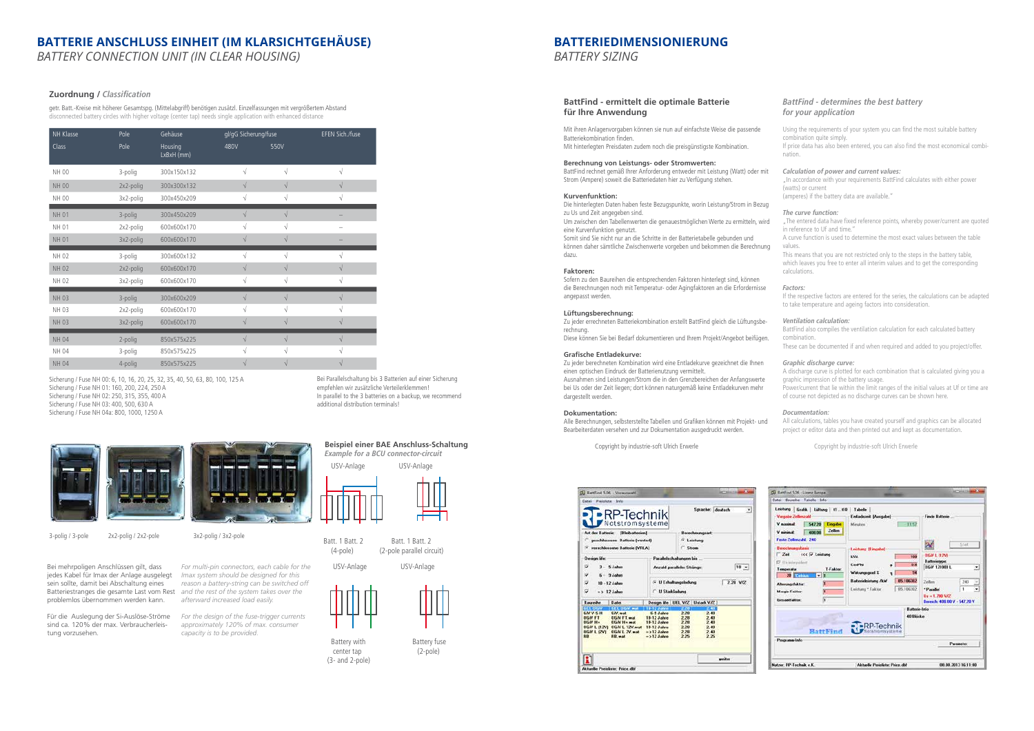# BATTERIE ANSCHLUSS EINHEIT (IM KLARSICHTGEHÄUSE)

*BATTERY CONNECTION UNIT (IN CLEAR HOUSING)*

### Zuordnung / *Classification*

getr. Batt.-Kreise mit höherer Gesamtspg. (Mittelabgriff) benötigen zusätzl. Einzelfassungen mit vergrößertem Abstand
disconnected battery circles with higher voltage (center tap) needs single application with enhanced distance

| NH Klasse Class | Pole Pole | Gehäuse Housing LxBxH (mm) | gl/gG Sicherung/fuse 480V | 550V | EFEN Sich./fuse |
|---|---|---|---|---|---|
| NH 00 | 3-polig | 300x150x132 | √ | √ | √ |
| NH 00 | 2x2-polig | 300x300x132 | √ | √ | √ |
| NH 00 | 3x2-polig | 300x450x209 | √ | √ | √ |
| NH 01 | 3-polig | 300x450x209 | √ | √ | – |
| NH 01 | 2x2-polig | 600x600x170 | √ | √ | – |
| NH 01 | 3x2-polig | 600x600x170 | √ | √ | – |
| NH 02 | 3-polig | 300x600x132 | √ | √ | √ |
| NH 02 | 2x2-polig | 600x600x170 | √ | √ | √ |
| NH 02 | 3x2-polig | 600x600x170 | √ | √ | √ |
| NH 03 | 3-polig | 300x600x209 | √ | √ | √ |
| NH 03 | 2x2-polig | 600x600x170 | √ | √ | √ |
| NH 03 | 3x2-polig | 600x600x170 | √ | √ | √ |
| NH 04 | 2-polig | 850x575x225 | √ | √ | √ |
| NH 04 | 3-polig | 850x575x225 | √ | √ | √ |
| NH 04 | 4-polig | 850x575x225 | √ | √ | √ |

Sicherung / Fuse NH 00: 6, 10, 16, 20, 25, 32, 35, 40, 50, 63, 80, 100, 125 A
Sicherung / Fuse NH 01: 160, 200, 224, 250 A
Sicherung / Fuse NH 02: 250, 315, 355, 400 A
Sicherung / Fuse NH 03: 400, 500, 630 A
Sicherung / Fuse NH 04a: 800, 1000, 1250 A

Bei Parallelschaltung bis 3 Batterien auf einer Sicherung empfehlen wir zusätzliche Verteilerklemmen!
In parallel to the 3 batteries on a backup, we recommend additional distribution terminals!

3-polig / 3-pole

2x2-polig / 2x2-pole

3x2-polig / 3x2-pole

Bei mehrpoligen Anschlüssen gilt, dass jedes Kabel für Imax der Anlage ausgelegt sein sollte, damit bei Abschaltung eines Batteriestranges die gesamte Last vom Rest problemlos übernommen werden kann.

*For multi-pin connectors, each cable for the Imax system should be designed for this reason a battery-string can be switched off and the rest of the system takes over the afterward increased load easily.*

Für die Auslegung der Si-Auslöse-Ströme sind ca. 120% der max. Verbraucherleistung vorzusehen.

*For the design of the fuse-trigger currents approximately 120% of max. consumer capacity is to be provided.*

### Beispiel einer BAE Anschluss-Schaltung

*Example for a BCU connector-circuit*

USV-Anlage — Batt. 1 Batt. 2 (4-pole)

USV-Anlage — Batt. 1 Batt. 2 (2-pole parallel circuit)

USV-Anlage — Battery with center tap (3- and 2-pole)

USV-Anlage — Battery fuse (2-pole)

# BATTERIEDIMENSIONIERUNG

*BATTERY SIZING*

### BattFind - ermittelt die optimale Batterie für Ihre Anwendung

Mit Ihren Anlagenvorgaben können sie nun auf einfachste Weise die passende Batteriekombination finden.
Mit hinterlegten Preisdaten zudem noch die preisgünstigste Kombination.

**Berechnung von Leistungs- oder Stromwerten:**
BattFind rechnet gemäß Ihrer Anforderung entweder mit Leistung (Watt) oder mit Strom (Ampere) soweit die Batteriedaten hier zu Verfügung stehen.

**Kurvenfunktion:**
Die hinterlegten Daten haben feste Bezugspunkte, worin Leistung/Strom in Bezug zu Us und Zeit angegeben sind.
Um zwischen den Tabellenwerten die genauestmöglichen Werte zu ermitteln, wird eine Kurvenfunktion genutzt.
Somit sind Sie nicht nur an die Schritte in der Batterietabelle gebunden und können daher sämtliche Zwischenwerte vorgeben und bekommen die Berechnung dazu.

**Faktoren:**
Sofern zu den Baureihen die entsprechenden Faktoren hinterlegt sind, können die Berechnungen noch mit Temperatur- oder Agingfaktoren an die Erfordernisse angepasst werden.

**Lüftungsberechnung:**
Zu jeder errechneten Batteriekombination erstellt BattFind gleich die Lüftungsberechnung.
Diese können Sie bei Bedarf dokumentieren und Ihrem Projekt/Angebot beifügen.

**Grafische Entladekurve:**
Zu jeder berechneten Kombination wird eine Entladekurve gezeichnet die Ihnen einen optischen Eindruck der Batterienutzung vermittelt.
Ausnahmen sind Leistungen/Strom die in den Grenzbereichen der Anfangswerte bei Us oder der Zeit liegen; dort können naturgemäß keine Entladekurven mehr dargestellt werden.

**Dokumentation:**
Alle Berechnungen, selbsterstellte Tabellen und Grafiken können mit Projekt- und Bearbeiterdaten versehen und zur Dokumentation ausgedruckt werden.

Copyright by industrie-soft Ulrich Erwerle

### *BattFind - determines the best battery for your application*

Using the requirements of your system you can find the most suitable battery combination quite simply.
If price data has also been entered, you can also find the most economical combination.

***Calculation of power and current values:***
„In accordance with your requirements BattFind calculates with either power (watts) or current (amperes) if the battery data are available."

***The curve function:***
„The entered data have fixed reference points, whereby power/current are quoted in reference to Uf and time."
A curve function is used to determine the most exact values between the table values.
This means that you are not restricted only to the steps in the battery table, which leaves you free to enter all interim values and to get the corresponding calculations.

***Factors:***
If the respective factors are entered for the series, the calculations can be adapted to take temperature and ageing factors into consideration.

***Ventilation calculation:***
BattFind also compiles the ventilation calculation for each calculated battery combination.
These can be documented if and when required and added to you project/offer.

***Graphic discharge curve:***
A discharge curve is plotted for each combination that is calculated giving you a graphic impression of the battery usage.
Power/current that lie within the limit ranges of the initial values at Uf or time are of course not depicted as no discharge curves can be shown here.

***Documentation:***
All calculations, tables you have created yourself and graphics can be allocated project or editor data and then printed out and kept as documentation.

Copyright by industrie-soft Ulrich Erwerle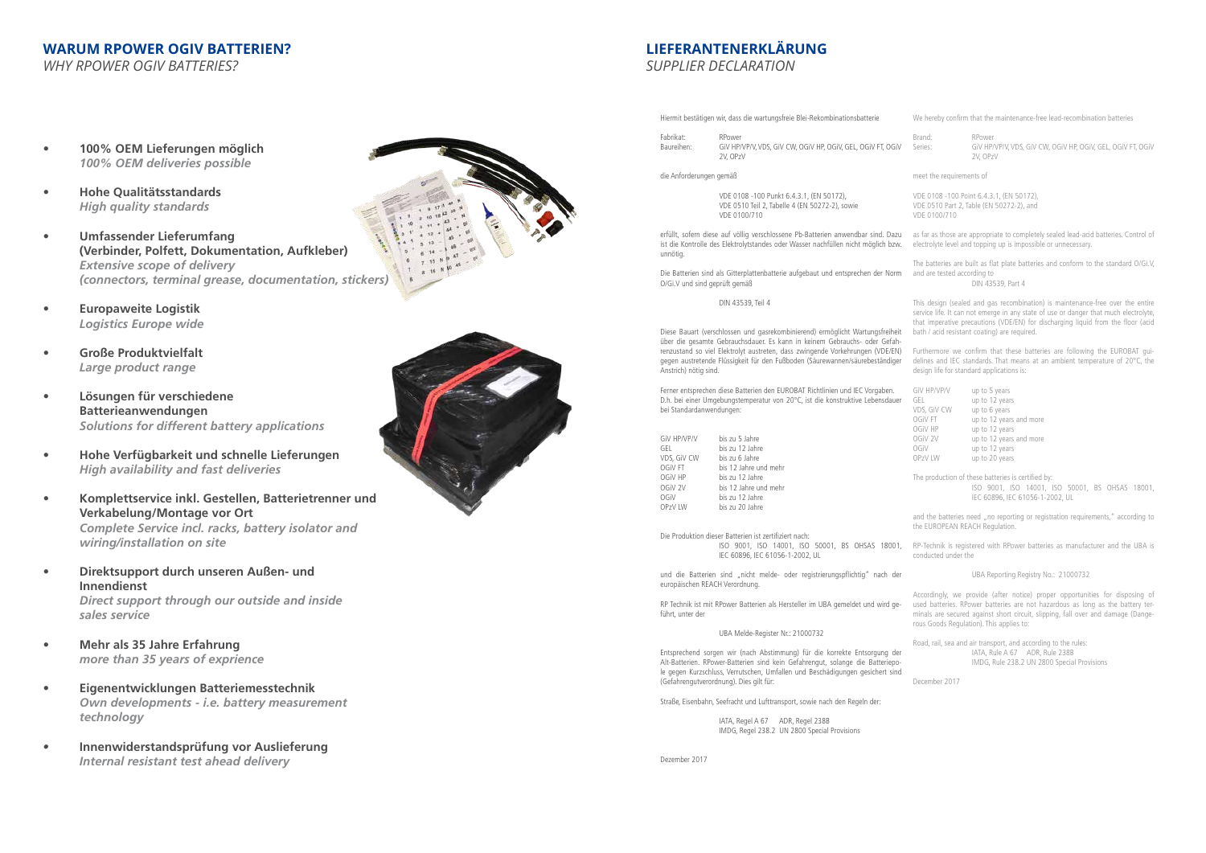## WARUM RPOWER OGIV BATTERIEN?

*WHY RPOWER OGIV BATTERIES?*

- **100% OEM Lieferungen möglich**
  ***100% OEM deliveries possible***
- **Hohe Qualitätsstandards**
  ***High quality standards***
- **Umfassender Lieferumfang (Verbinder, Polfett, Dokumentation, Aufkleber)**
  ***Extensive scope of delivery (connectors, terminal grease, documentation, stickers)***
- **Europaweite Logistik**
  ***Logistics Europe wide***
- **Große Produktvielfalt**
  ***Large product range***
- **Lösungen für verschiedene Batterieanwendungen**
  ***Solutions for different battery applications***
- **Hohe Verfügbarkeit und schnelle Lieferungen**
  ***High availability and fast deliveries***
- **Komplettservice inkl. Gestellen, Batterietrenner und Verkabelung/Montage vor Ort**
  ***Complete Service incl. racks, battery isolator and wiring/installation on site***
- **Direktsupport durch unseren Außen- und Innendienst**
  ***Direct support through our outside and inside sales service***
- **Mehr als 35 Jahre Erfahrung**
  ***more than 35 years of exprience***
- **Eigenentwicklungen Batteriemesstechnik**
  ***Own developments - i.e. battery measurement technology***
- **Innenwiderstandsprüfung vor Auslieferung**
  ***Internal resistant test ahead delivery***

## LIEFERANTENERKLÄRUNG

*SUPPLIER DECLARATION*

Hiermit bestätigen wir, dass die wartungsfreie Blei-Rekombinationsbatterie

Fabrikat: RPower
Baureihen: GiV HP/VP/V, VDS, GiV CW, OGiV HP, OGiV, GEL, OGiV FT, OGiV 2V, OPzV

die Anforderungen gemäß

VDE 0108 -100 Punkt 6.4.3.1, (EN 50172),
VDE 0510 Teil 2, Tabelle 4 (EN 50272-2), sowie
VDE 0100/710

erfüllt, sofern diese auf völlig verschlossene Pb-Batterien anwendbar sind. Dazu ist die Kontrolle des Elektrolytstandes oder Wasser nachfüllen nicht möglich bzw. unnötig.

Die Batterien sind als Gitterplattenbatterie aufgebaut und entsprechen der Norm O/Gi.V und sind geprüft gemäß

DIN 43539, Teil 4

Diese Bauart (verschlossen und gasrekombiniert) ermöglicht Wartungsfreiheit über die gesamte Gebrauchsdauer. Es kann in keinem Gebrauchs- oder Gefahrenzustand so viel Elektrolyt austreten, dass zwingende Vorkehrungen (VDE/EN) gegen austretende Flüssigkeit für den Fußboden (Säurewannen/säurebeständiger Anstrich) nötig sind.

Ferner entsprechen diese Batterien den EUROBAT Richtlinien und IEC Vorgaben. D.h. bei einer Umgebungstemperatur von 20°C, ist die konstruktive Lebensdauer bei Standardanwendungen:

| | |
|---|---|
| GiV HP/VP/V | bis zu 5 Jahre |
| GEL | bis zu 12 Jahre |
| VDS, GiV CW | bis zu 6 Jahre |
| OGiV FT | bis 12 Jahre und mehr |
| OGiV HP | bis zu 12 Jahre |
| OGiV 2V | bis 12 Jahre und mehr |
| OGiV | bis zu 12 Jahre |
| OPzV LW | bis zu 20 Jahre |

Die Produktion dieser Batterien ist zertifiziert nach:
ISO 9001, ISO 14001, ISO 50001, BS OHSAS 18001, IEC 60896, IEC 61056-1-2002, UL

und die Batterien sind „nicht melde- oder registrierungspflichtig" nach der europäischen REACH Verordnung.

RP Technik ist mit RPower Batterien als Hersteller im UBA gemeldet und wird geführt, unter der

UBA Melde-Register Nr.: 21000732

Entsprechend sorgen wir (nach Abstimmung) für die korrekte Entsorgung der Alt-Batterien. RPower-Batterien sind kein Gefahrengut, solange die Batteriepole gegen Kurzschluss, Verrutschen, Umfallen und Beschädigungen gesichert sind (Gefahrengutverordnung). Dies gilt für:

Straße, Eisenbahn, Seefracht und Lufttransport, sowie nach den Regeln der:

IATA, Regel A 67 ADR, Regel 238B
IMDG, Regel 238.2 UN 2800 Special Provisions

Dezember 2017

We hereby confirm that the maintenance-free lead-recombination batteries

Brand: RPower
Series: GiV HP/VP/V, VDS, GiV CW, OGiV HP, OGiV, GEL, OGiV FT, OGiV 2V, OPzV

meet the requirements of

VDE 0108 -100 Point 6.4.3.1, (EN 50172),
VDE 0510 Part 2, Table (EN 50272-2), and
VDE 0100/710

as far as those are appropriate to completely sealed lead-acid batteries. Control of electrolyte level and topping up is impossible or unnecessary.

The batteries are built as flat plate batteries and conform to the standard O/Gi.V, and are tested according to

DIN 43539, Part 4

This design (sealed and gas recombination) is maintenance-free over the entire service life. It can not emerge in any state of use or danger that much electrolyte, that imperative precautions (VDE/EN) for discharging liquid from the floor (acid bath / acid resistant coating) are required.

Furthermore we confirm that these batteries are following the EUROBAT guidelines and IEC standards. That means at an ambient temperature of 20°C, the design life for standard applications is:

| | |
|---|---|
| GiV HP/VP/V | up to 5 years |
| GEL | up to 12 years |
| VDS, GiV CW | up to 6 years |
| OGiV FT | up to 12 years and more |
| OGiV HP | up to 12 years |
| OGiV 2V | up to 12 years and more |
| OGiV | up to 12 years |
| OPzV LW | up to 20 years |

The production of these batteries is certified by:
ISO 9001, ISO 14001, ISO 50001, BS OHSAS 18001, IEC 60896, IEC 61056-1-2002, UL

and the batteries need „no reporting or registration requirements," according to the EUROPEAN REACH Regulation.

RP-Technik is registered with RPower batteries as manufacturer and the UBA is conducted under the

UBA Reporting Registry No.: 21000732

Accordingly, we provide (after notice) proper opportunities for disposing of used batteries. RPower batteries are not hazardous as long as the battery terminals are secured against short circuit, slipping, fall over and damage (Dangerous Goods Regulation). This applies to:

Road, rail, sea and air transport, and according to the rules:
IATA, Rule A 67 ADR, Rule 238B
IMDG, Rule 238.2 UN 2800 Special Provisions

December 2017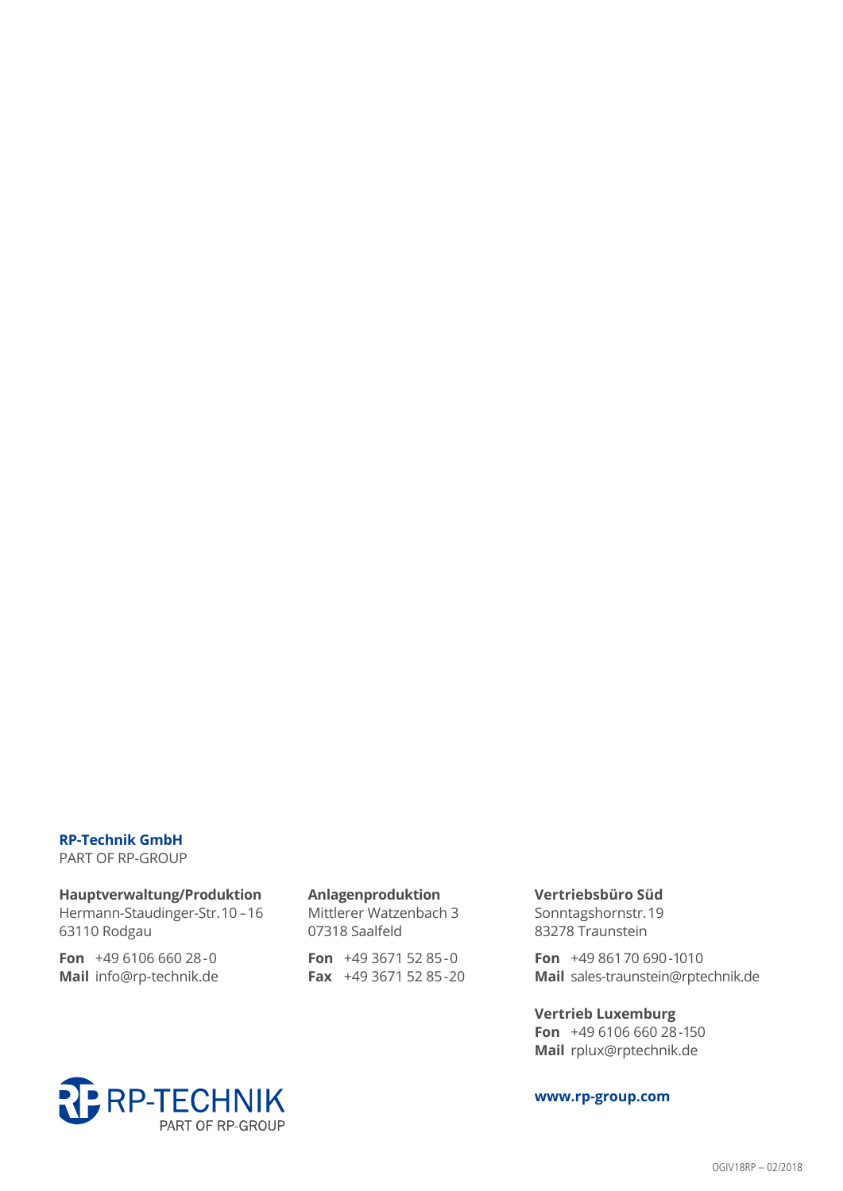**RP-Technik GmbH**
PART OF RP-GROUP

**Hauptverwaltung/Produktion**
Hermann-Staudinger-Str. 10 – 16
63110 Rodgau

**Fon** +49 6106 660 28-0
**Mail** info@rp-technik.de

**Anlagenproduktion**
Mittlerer Watzenbach 3
07318 Saalfeld

**Fon** +49 3671 52 85-0
**Fax** +49 3671 52 85-20

**Vertriebsbüro Süd**
Sonntagshornstr. 19
83278 Traunstein

**Fon** +49 861 70 690-1010
**Mail** sales-traunstein@rptechnik.de

**Vertrieb Luxemburg**
**Fon** +49 6106 660 28-150
**Mail** rplux@rptechnik.de

RP-TECHNIK
PART OF RP-GROUP

**www.rp-group.com**

OGIV18RP – 02/2018